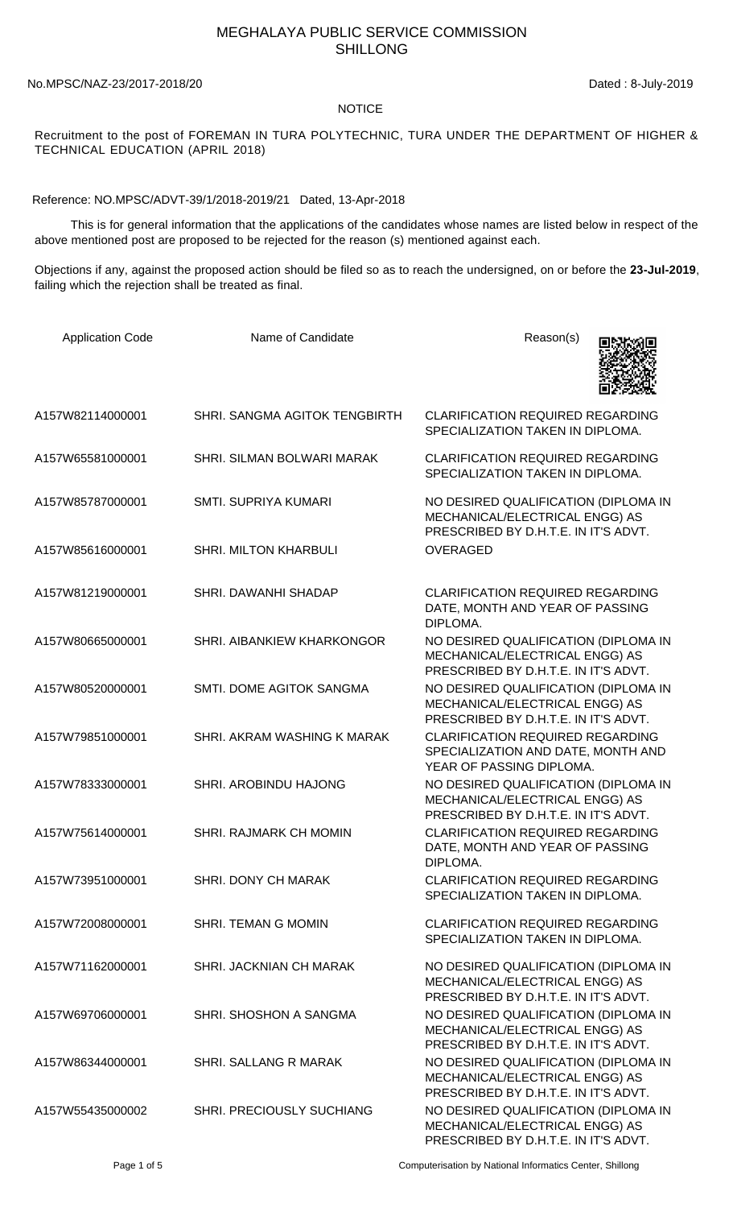# MEGHALAYA PUBLIC SERVICE COMMISSION
# SHILLONG

No.MPSC/NAZ-23/2017-2018/20 Dated : 8-July-2019

## NOTICE

Recruitment to the post of FOREMAN IN TURA POLYTECHNIC, TURA UNDER THE DEPARTMENT OF HIGHER & TECHNICAL EDUCATION (APRIL 2018)

Reference: NO.MPSC/ADVT-39/1/2018-2019/21 Dated, 13-Apr-2018

This is for general information that the applications of the candidates whose names are listed below in respect of the above mentioned post are proposed to be rejected for the reason (s) mentioned against each.

Objections if any, against the proposed action should be filed so as to reach the undersigned, on or before the **23-Jul-2019**, failing which the rejection shall be treated as final.

| Application Code | Name of Candidate | Reason(s) |
|---|---|---|
| A157W82114000001 | SHRI. SANGMA AGITOK TENGBIRTH | CLARIFICATION REQUIRED REGARDING SPECIALIZATION TAKEN IN DIPLOMA. |
| A157W65581000001 | SHRI. SILMAN BOLWARI MARAK | CLARIFICATION REQUIRED REGARDING SPECIALIZATION TAKEN IN DIPLOMA. |
| A157W85787000001 | SMTI. SUPRIYA KUMARI | NO DESIRED QUALIFICATION (DIPLOMA IN MECHANICAL/ELECTRICAL ENGG) AS PRESCRIBED BY D.H.T.E. IN IT'S ADVT. |
| A157W85616000001 | SHRI. MILTON KHARBULI | OVERAGED |
| A157W81219000001 | SHRI. DAWANHI SHADAP | CLARIFICATION REQUIRED REGARDING DATE, MONTH AND YEAR OF PASSING DIPLOMA. |
| A157W80665000001 | SHRI. AIBANKIEW KHARKONGOR | NO DESIRED QUALIFICATION (DIPLOMA IN MECHANICAL/ELECTRICAL ENGG) AS PRESCRIBED BY D.H.T.E. IN IT'S ADVT. |
| A157W80520000001 | SMTI. DOME AGITOK SANGMA | NO DESIRED QUALIFICATION (DIPLOMA IN MECHANICAL/ELECTRICAL ENGG) AS PRESCRIBED BY D.H.T.E. IN IT'S ADVT. |
| A157W79851000001 | SHRI. AKRAM WASHING K MARAK | CLARIFICATION REQUIRED REGARDING SPECIALIZATION AND DATE, MONTH AND YEAR OF PASSING DIPLOMA. |
| A157W78333000001 | SHRI. AROBINDU HAJONG | NO DESIRED QUALIFICATION (DIPLOMA IN MECHANICAL/ELECTRICAL ENGG) AS PRESCRIBED BY D.H.T.E. IN IT'S ADVT. |
| A157W75614000001 | SHRI. RAJMARK CH MOMIN | CLARIFICATION REQUIRED REGARDING DATE, MONTH AND YEAR OF PASSING DIPLOMA. |
| A157W73951000001 | SHRI. DONY CH MARAK | CLARIFICATION REQUIRED REGARDING SPECIALIZATION TAKEN IN DIPLOMA. |
| A157W72008000001 | SHRI. TEMAN G MOMIN | CLARIFICATION REQUIRED REGARDING SPECIALIZATION TAKEN IN DIPLOMA. |
| A157W71162000001 | SHRI. JACKNIAN CH MARAK | NO DESIRED QUALIFICATION (DIPLOMA IN MECHANICAL/ELECTRICAL ENGG) AS PRESCRIBED BY D.H.T.E. IN IT'S ADVT. |
| A157W69706000001 | SHRI. SHOSHON A SANGMA | NO DESIRED QUALIFICATION (DIPLOMA IN MECHANICAL/ELECTRICAL ENGG) AS PRESCRIBED BY D.H.T.E. IN IT'S ADVT. |
| A157W86344000001 | SHRI. SALLANG R MARAK | NO DESIRED QUALIFICATION (DIPLOMA IN MECHANICAL/ELECTRICAL ENGG) AS PRESCRIBED BY D.H.T.E. IN IT'S ADVT. |
| A157W55435000002 | SHRI. PRECIOUSLY SUCHIANG | NO DESIRED QUALIFICATION (DIPLOMA IN MECHANICAL/ELECTRICAL ENGG) AS PRESCRIBED BY D.H.T.E. IN IT'S ADVT. |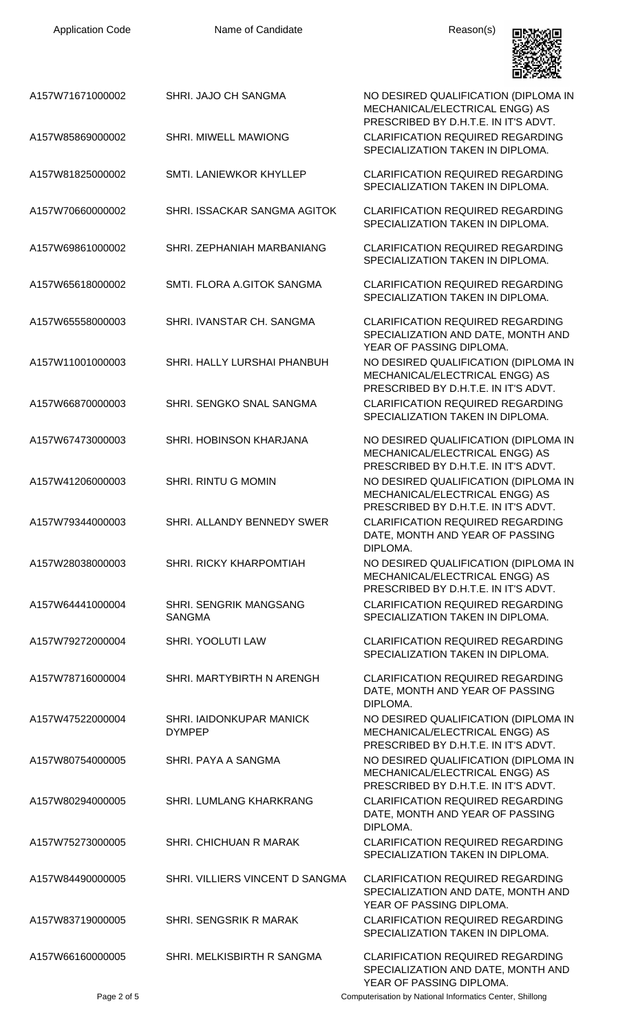| Application Code | Name of Candidate | Reason(s) |
| --- | --- | --- |
| A157W71671000002 | SHRI. JAJO CH SANGMA | NO DESIRED QUALIFICATION (DIPLOMA IN MECHANICAL/ELECTRICAL ENGG) AS PRESCRIBED BY D.H.T.E. IN IT'S ADVT. |
| A157W85869000002 | SHRI. MIWELL MAWIONG | CLARIFICATION REQUIRED REGARDING SPECIALIZATION TAKEN IN DIPLOMA. |
| A157W81825000002 | SMTI. LANIEWKOR KHYLLEP | CLARIFICATION REQUIRED REGARDING SPECIALIZATION TAKEN IN DIPLOMA. |
| A157W70660000002 | SHRI. ISSACKAR SANGMA AGITOK | CLARIFICATION REQUIRED REGARDING SPECIALIZATION TAKEN IN DIPLOMA. |
| A157W69861000002 | SHRI. ZEPHANIAH MARBANIANG | CLARIFICATION REQUIRED REGARDING SPECIALIZATION TAKEN IN DIPLOMA. |
| A157W65618000002 | SMTI. FLORA A.GITOK SANGMA | CLARIFICATION REQUIRED REGARDING SPECIALIZATION TAKEN IN DIPLOMA. |
| A157W65558000003 | SHRI. IVANSTAR CH. SANGMA | CLARIFICATION REQUIRED REGARDING SPECIALIZATION AND DATE, MONTH AND YEAR OF PASSING DIPLOMA. |
| A157W11001000003 | SHRI. HALLY LURSHAI PHANBUH | NO DESIRED QUALIFICATION (DIPLOMA IN MECHANICAL/ELECTRICAL ENGG) AS PRESCRIBED BY D.H.T.E. IN IT'S ADVT. |
| A157W66870000003 | SHRI. SENGKO SNAL SANGMA | CLARIFICATION REQUIRED REGARDING SPECIALIZATION TAKEN IN DIPLOMA. |
| A157W67473000003 | SHRI. HOBINSON KHARJANA | NO DESIRED QUALIFICATION (DIPLOMA IN MECHANICAL/ELECTRICAL ENGG) AS PRESCRIBED BY D.H.T.E. IN IT'S ADVT. |
| A157W41206000003 | SHRI. RINTU G MOMIN | NO DESIRED QUALIFICATION (DIPLOMA IN MECHANICAL/ELECTRICAL ENGG) AS PRESCRIBED BY D.H.T.E. IN IT'S ADVT. |
| A157W79344000003 | SHRI. ALLANDY BENNEDY SWER | CLARIFICATION REQUIRED REGARDING DATE, MONTH AND YEAR OF PASSING DIPLOMA. |
| A157W28038000003 | SHRI. RICKY KHARPOMTIAH | NO DESIRED QUALIFICATION (DIPLOMA IN MECHANICAL/ELECTRICAL ENGG) AS PRESCRIBED BY D.H.T.E. IN IT'S ADVT. |
| A157W64441000004 | SHRI. SENGRIK MANGSANG SANGMA | CLARIFICATION REQUIRED REGARDING SPECIALIZATION TAKEN IN DIPLOMA. |
| A157W79272000004 | SHRI. YOOLUTI LAW | CLARIFICATION REQUIRED REGARDING SPECIALIZATION TAKEN IN DIPLOMA. |
| A157W78716000004 | SHRI. MARTYBIRTH N ARENGH | CLARIFICATION REQUIRED REGARDING DATE, MONTH AND YEAR OF PASSING DIPLOMA. |
| A157W47522000004 | SHRI. IAIDONKUPAR MANICK DYMPEP | NO DESIRED QUALIFICATION (DIPLOMA IN MECHANICAL/ELECTRICAL ENGG) AS PRESCRIBED BY D.H.T.E. IN IT'S ADVT. |
| A157W80754000005 | SHRI. PAYA A SANGMA | NO DESIRED QUALIFICATION (DIPLOMA IN MECHANICAL/ELECTRICAL ENGG) AS PRESCRIBED BY D.H.T.E. IN IT'S ADVT. |
| A157W80294000005 | SHRI. LUMLANG KHARKRANG | CLARIFICATION REQUIRED REGARDING DATE, MONTH AND YEAR OF PASSING DIPLOMA. |
| A157W75273000005 | SHRI. CHICHUAN R MARAK | CLARIFICATION REQUIRED REGARDING SPECIALIZATION TAKEN IN DIPLOMA. |
| A157W84490000005 | SHRI. VILLIERS VINCENT D SANGMA | CLARIFICATION REQUIRED REGARDING SPECIALIZATION AND DATE, MONTH AND YEAR OF PASSING DIPLOMA. |
| A157W83719000005 | SHRI. SENGSRIK R MARAK | CLARIFICATION REQUIRED REGARDING SPECIALIZATION TAKEN IN DIPLOMA. |
| A157W66160000005 | SHRI. MELKISBIRTH R SANGMA | CLARIFICATION REQUIRED REGARDING SPECIALIZATION AND DATE, MONTH AND YEAR OF PASSING DIPLOMA. |

Computerisation by National Informatics Center, Shillong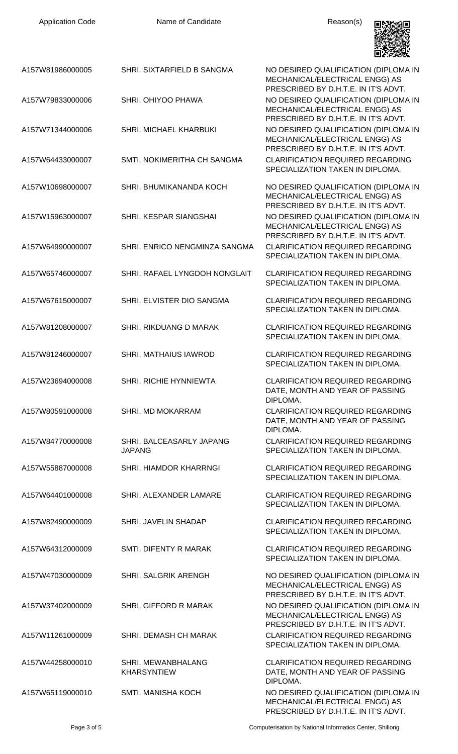| Application Code | Name of Candidate | Reason(s) |
|---|---|---|
| A157W81986000005 | SHRI. SIXTARFIELD B SANGMA | NO DESIRED QUALIFICATION (DIPLOMA IN MECHANICAL/ELECTRICAL ENGG) AS PRESCRIBED BY D.H.T.E. IN IT'S ADVT. |
| A157W79833000006 | SHRI. OHIYOO PHAWA | NO DESIRED QUALIFICATION (DIPLOMA IN MECHANICAL/ELECTRICAL ENGG) AS PRESCRIBED BY D.H.T.E. IN IT'S ADVT. |
| A157W71344000006 | SHRI. MICHAEL KHARBUKI | NO DESIRED QUALIFICATION (DIPLOMA IN MECHANICAL/ELECTRICAL ENGG) AS PRESCRIBED BY D.H.T.E. IN IT'S ADVT. |
| A157W64433000007 | SMTI. NOKIMERITHA CH SANGMA | CLARIFICATION REQUIRED REGARDING SPECIALIZATION TAKEN IN DIPLOMA. |
| A157W10698000007 | SHRI. BHUMIKANANDA KOCH | NO DESIRED QUALIFICATION (DIPLOMA IN MECHANICAL/ELECTRICAL ENGG) AS PRESCRIBED BY D.H.T.E. IN IT'S ADVT. |
| A157W15963000007 | SHRI. KESPAR SIANGSHAI | NO DESIRED QUALIFICATION (DIPLOMA IN MECHANICAL/ELECTRICAL ENGG) AS PRESCRIBED BY D.H.T.E. IN IT'S ADVT. |
| A157W64990000007 | SHRI. ENRICO NENGMINZA SANGMA | CLARIFICATION REQUIRED REGARDING SPECIALIZATION TAKEN IN DIPLOMA. |
| A157W65746000007 | SHRI. RAFAEL LYNGDOH NONGLAIT | CLARIFICATION REQUIRED REGARDING SPECIALIZATION TAKEN IN DIPLOMA. |
| A157W67615000007 | SHRI. ELVISTER DIO SANGMA | CLARIFICATION REQUIRED REGARDING SPECIALIZATION TAKEN IN DIPLOMA. |
| A157W81208000007 | SHRI. RIKDUANG D MARAK | CLARIFICATION REQUIRED REGARDING SPECIALIZATION TAKEN IN DIPLOMA. |
| A157W81246000007 | SHRI. MATHAIUS IAWROD | CLARIFICATION REQUIRED REGARDING SPECIALIZATION TAKEN IN DIPLOMA. |
| A157W23694000008 | SHRI. RICHIE HYNNIEWTA | CLARIFICATION REQUIRED REGARDING DATE, MONTH AND YEAR OF PASSING DIPLOMA. |
| A157W80591000008 | SHRI. MD MOKARRAM | CLARIFICATION REQUIRED REGARDING DATE, MONTH AND YEAR OF PASSING DIPLOMA. |
| A157W84770000008 | SHRI. BALCEASARLY JAPANG JAPANG | CLARIFICATION REQUIRED REGARDING SPECIALIZATION TAKEN IN DIPLOMA. |
| A157W55887000008 | SHRI. HIAMDOR KHARRNGI | CLARIFICATION REQUIRED REGARDING SPECIALIZATION TAKEN IN DIPLOMA. |
| A157W64401000008 | SHRI. ALEXANDER LAMARE | CLARIFICATION REQUIRED REGARDING SPECIALIZATION TAKEN IN DIPLOMA. |
| A157W82490000009 | SHRI. JAVELIN SHADAP | CLARIFICATION REQUIRED REGARDING SPECIALIZATION TAKEN IN DIPLOMA. |
| A157W64312000009 | SMTI. DIFENTY R MARAK | CLARIFICATION REQUIRED REGARDING SPECIALIZATION TAKEN IN DIPLOMA. |
| A157W47030000009 | SHRI. SALGRIK ARENGH | NO DESIRED QUALIFICATION (DIPLOMA IN MECHANICAL/ELECTRICAL ENGG) AS PRESCRIBED BY D.H.T.E. IN IT'S ADVT. |
| A157W37402000009 | SHRI. GIFFORD R MARAK | NO DESIRED QUALIFICATION (DIPLOMA IN MECHANICAL/ELECTRICAL ENGG) AS PRESCRIBED BY D.H.T.E. IN IT'S ADVT. |
| A157W11261000009 | SHRI. DEMASH CH MARAK | CLARIFICATION REQUIRED REGARDING SPECIALIZATION TAKEN IN DIPLOMA. |
| A157W44258000010 | SHRI. MEWANBHALANG KHARSYNTIEW | CLARIFICATION REQUIRED REGARDING DATE, MONTH AND YEAR OF PASSING DIPLOMA. |
| A157W65119000010 | SMTI. MANISHA KOCH | NO DESIRED QUALIFICATION (DIPLOMA IN MECHANICAL/ELECTRICAL ENGG) AS PRESCRIBED BY D.H.T.E. IN IT'S ADVT. |

Computerisation by National Informatics Center, Shillong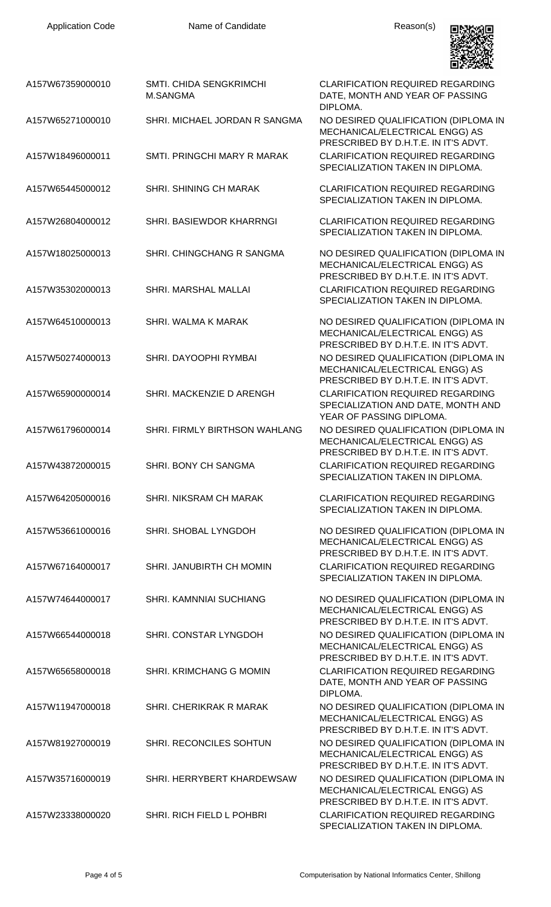| Application Code | Name of Candidate | Reason(s) |
| --- | --- | --- |
| A157W67359000010 | SMTI. CHIDA SENGKRIMCHI M.SANGMA | CLARIFICATION REQUIRED REGARDING DATE, MONTH AND YEAR OF PASSING DIPLOMA. |
| A157W65271000010 | SHRI. MICHAEL JORDAN R SANGMA | NO DESIRED QUALIFICATION (DIPLOMA IN MECHANICAL/ELECTRICAL ENGG) AS PRESCRIBED BY D.H.T.E. IN IT'S ADVT. |
| A157W18496000011 | SMTI. PRINGCHI MARY R MARAK | CLARIFICATION REQUIRED REGARDING SPECIALIZATION TAKEN IN DIPLOMA. |
| A157W65445000012 | SHRI. SHINING CH MARAK | CLARIFICATION REQUIRED REGARDING SPECIALIZATION TAKEN IN DIPLOMA. |
| A157W26804000012 | SHRI. BASIEWDOR KHARRNGI | CLARIFICATION REQUIRED REGARDING SPECIALIZATION TAKEN IN DIPLOMA. |
| A157W18025000013 | SHRI. CHINGCHANG R SANGMA | NO DESIRED QUALIFICATION (DIPLOMA IN MECHANICAL/ELECTRICAL ENGG) AS PRESCRIBED BY D.H.T.E. IN IT'S ADVT. |
| A157W35302000013 | SHRI. MARSHAL MALLAI | CLARIFICATION REQUIRED REGARDING SPECIALIZATION TAKEN IN DIPLOMA. |
| A157W64510000013 | SHRI. WALMA K MARAK | NO DESIRED QUALIFICATION (DIPLOMA IN MECHANICAL/ELECTRICAL ENGG) AS PRESCRIBED BY D.H.T.E. IN IT'S ADVT. |
| A157W50274000013 | SHRI. DAYOOPHI RYMBAI | NO DESIRED QUALIFICATION (DIPLOMA IN MECHANICAL/ELECTRICAL ENGG) AS PRESCRIBED BY D.H.T.E. IN IT'S ADVT. |
| A157W65900000014 | SHRI. MACKENZIE D ARENGH | CLARIFICATION REQUIRED REGARDING SPECIALIZATION AND DATE, MONTH AND YEAR OF PASSING DIPLOMA. |
| A157W61796000014 | SHRI. FIRMLY BIRTHSON WAHLANG | NO DESIRED QUALIFICATION (DIPLOMA IN MECHANICAL/ELECTRICAL ENGG) AS PRESCRIBED BY D.H.T.E. IN IT'S ADVT. |
| A157W43872000015 | SHRI. BONY CH SANGMA | CLARIFICATION REQUIRED REGARDING SPECIALIZATION TAKEN IN DIPLOMA. |
| A157W64205000016 | SHRI. NIKSRAM CH MARAK | CLARIFICATION REQUIRED REGARDING SPECIALIZATION TAKEN IN DIPLOMA. |
| A157W53661000016 | SHRI. SHOBAL LYNGDOH | NO DESIRED QUALIFICATION (DIPLOMA IN MECHANICAL/ELECTRICAL ENGG) AS PRESCRIBED BY D.H.T.E. IN IT'S ADVT. |
| A157W67164000017 | SHRI. JANUBIRTH CH MOMIN | CLARIFICATION REQUIRED REGARDING SPECIALIZATION TAKEN IN DIPLOMA. |
| A157W74644000017 | SHRI. KAMNNIAI SUCHIANG | NO DESIRED QUALIFICATION (DIPLOMA IN MECHANICAL/ELECTRICAL ENGG) AS PRESCRIBED BY D.H.T.E. IN IT'S ADVT. |
| A157W66544000018 | SHRI. CONSTAR LYNGDOH | NO DESIRED QUALIFICATION (DIPLOMA IN MECHANICAL/ELECTRICAL ENGG) AS PRESCRIBED BY D.H.T.E. IN IT'S ADVT. |
| A157W65658000018 | SHRI. KRIMCHANG G MOMIN | CLARIFICATION REQUIRED REGARDING DATE, MONTH AND YEAR OF PASSING DIPLOMA. |
| A157W11947000018 | SHRI. CHERIKRAK R MARAK | NO DESIRED QUALIFICATION (DIPLOMA IN MECHANICAL/ELECTRICAL ENGG) AS PRESCRIBED BY D.H.T.E. IN IT'S ADVT. |
| A157W81927000019 | SHRI. RECONCILES SOHTUN | NO DESIRED QUALIFICATION (DIPLOMA IN MECHANICAL/ELECTRICAL ENGG) AS PRESCRIBED BY D.H.T.E. IN IT'S ADVT. |
| A157W35716000019 | SHRI. HERRYBERT KHARDEWSAW | NO DESIRED QUALIFICATION (DIPLOMA IN MECHANICAL/ELECTRICAL ENGG) AS PRESCRIBED BY D.H.T.E. IN IT'S ADVT. |
| A157W23338000020 | SHRI. RICH FIELD L POHBRI | CLARIFICATION REQUIRED REGARDING SPECIALIZATION TAKEN IN DIPLOMA. |

Computerisation by National Informatics Center, Shillong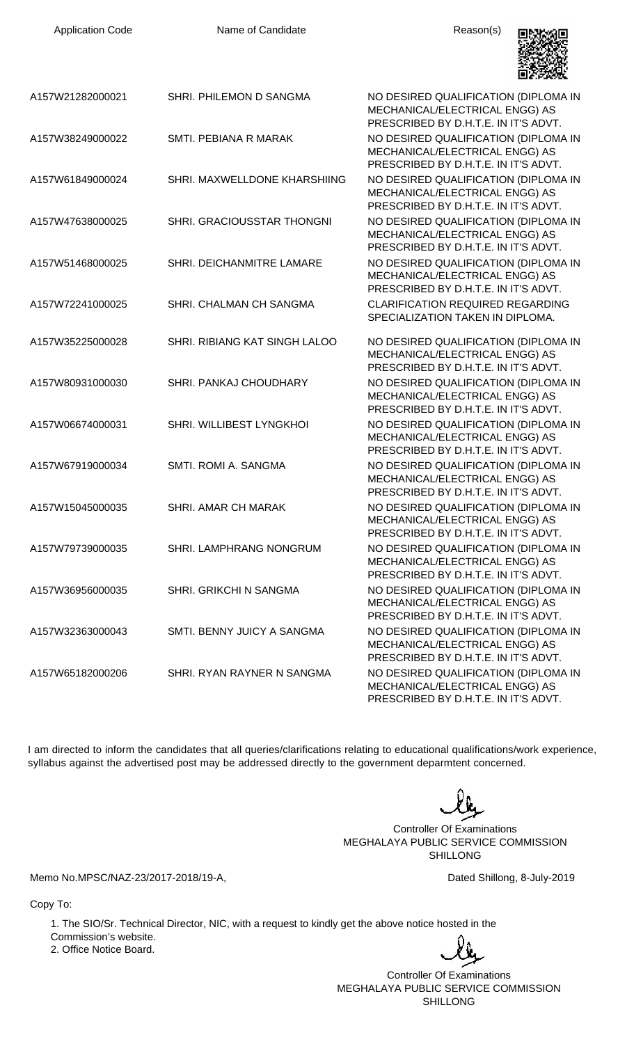| Application Code | Name of Candidate | Reason(s) |
|---|---|---|
| A157W21282000021 | SHRI. PHILEMON D SANGMA | NO DESIRED QUALIFICATION (DIPLOMA IN MECHANICAL/ELECTRICAL ENGG) AS PRESCRIBED BY D.H.T.E. IN IT'S ADVT. |
| A157W38249000022 | SMTI. PEBIANA R MARAK | NO DESIRED QUALIFICATION (DIPLOMA IN MECHANICAL/ELECTRICAL ENGG) AS PRESCRIBED BY D.H.T.E. IN IT'S ADVT. |
| A157W61849000024 | SHRI. MAXWELLDONE KHARSHIING | NO DESIRED QUALIFICATION (DIPLOMA IN MECHANICAL/ELECTRICAL ENGG) AS PRESCRIBED BY D.H.T.E. IN IT'S ADVT. |
| A157W47638000025 | SHRI. GRACIOUSSTAR THONGNI | NO DESIRED QUALIFICATION (DIPLOMA IN MECHANICAL/ELECTRICAL ENGG) AS PRESCRIBED BY D.H.T.E. IN IT'S ADVT. |
| A157W51468000025 | SHRI. DEICHANMITRE LAMARE | NO DESIRED QUALIFICATION (DIPLOMA IN MECHANICAL/ELECTRICAL ENGG) AS PRESCRIBED BY D.H.T.E. IN IT'S ADVT. |
| A157W72241000025 | SHRI. CHALMAN CH SANGMA | CLARIFICATION REQUIRED REGARDING SPECIALIZATION TAKEN IN DIPLOMA. |
| A157W35225000028 | SHRI. RIBIANG KAT SINGH LALOO | NO DESIRED QUALIFICATION (DIPLOMA IN MECHANICAL/ELECTRICAL ENGG) AS PRESCRIBED BY D.H.T.E. IN IT'S ADVT. |
| A157W80931000030 | SHRI. PANKAJ CHOUDHARY | NO DESIRED QUALIFICATION (DIPLOMA IN MECHANICAL/ELECTRICAL ENGG) AS PRESCRIBED BY D.H.T.E. IN IT'S ADVT. |
| A157W06674000031 | SHRI. WILLIBEST LYNGKHOI | NO DESIRED QUALIFICATION (DIPLOMA IN MECHANICAL/ELECTRICAL ENGG) AS PRESCRIBED BY D.H.T.E. IN IT'S ADVT. |
| A157W67919000034 | SMTI. ROMI A. SANGMA | NO DESIRED QUALIFICATION (DIPLOMA IN MECHANICAL/ELECTRICAL ENGG) AS PRESCRIBED BY D.H.T.E. IN IT'S ADVT. |
| A157W15045000035 | SHRI. AMAR CH MARAK | NO DESIRED QUALIFICATION (DIPLOMA IN MECHANICAL/ELECTRICAL ENGG) AS PRESCRIBED BY D.H.T.E. IN IT'S ADVT. |
| A157W79739000035 | SHRI. LAMPHRANG NONGRUM | NO DESIRED QUALIFICATION (DIPLOMA IN MECHANICAL/ELECTRICAL ENGG) AS PRESCRIBED BY D.H.T.E. IN IT'S ADVT. |
| A157W36956000035 | SHRI. GRIKCHI N SANGMA | NO DESIRED QUALIFICATION (DIPLOMA IN MECHANICAL/ELECTRICAL ENGG) AS PRESCRIBED BY D.H.T.E. IN IT'S ADVT. |
| A157W32363000043 | SMTI. BENNY JUICY A SANGMA | NO DESIRED QUALIFICATION (DIPLOMA IN MECHANICAL/ELECTRICAL ENGG) AS PRESCRIBED BY D.H.T.E. IN IT'S ADVT. |
| A157W65182000206 | SHRI. RYAN RAYNER N SANGMA | NO DESIRED QUALIFICATION (DIPLOMA IN MECHANICAL/ELECTRICAL ENGG) AS PRESCRIBED BY D.H.T.E. IN IT'S ADVT. |

I am directed to inform the candidates that all queries/clarifications relating to educational qualifications/work experience, syllabus against the advertised post may be addressed directly to the government deparmtent concerned.

Controller Of Examinations
MEGHALAYA PUBLIC SERVICE COMMISSION
SHILLONG

Memo No.MPSC/NAZ-23/2017-2018/19-A, Dated Shillong, 8-July-2019

Copy To:

1. The SIO/Sr. Technical Director, NIC, with a request to kindly get the above notice hosted in the Commission's website.
2. Office Notice Board.

Controller Of Examinations
MEGHALAYA PUBLIC SERVICE COMMISSION
SHILLONG